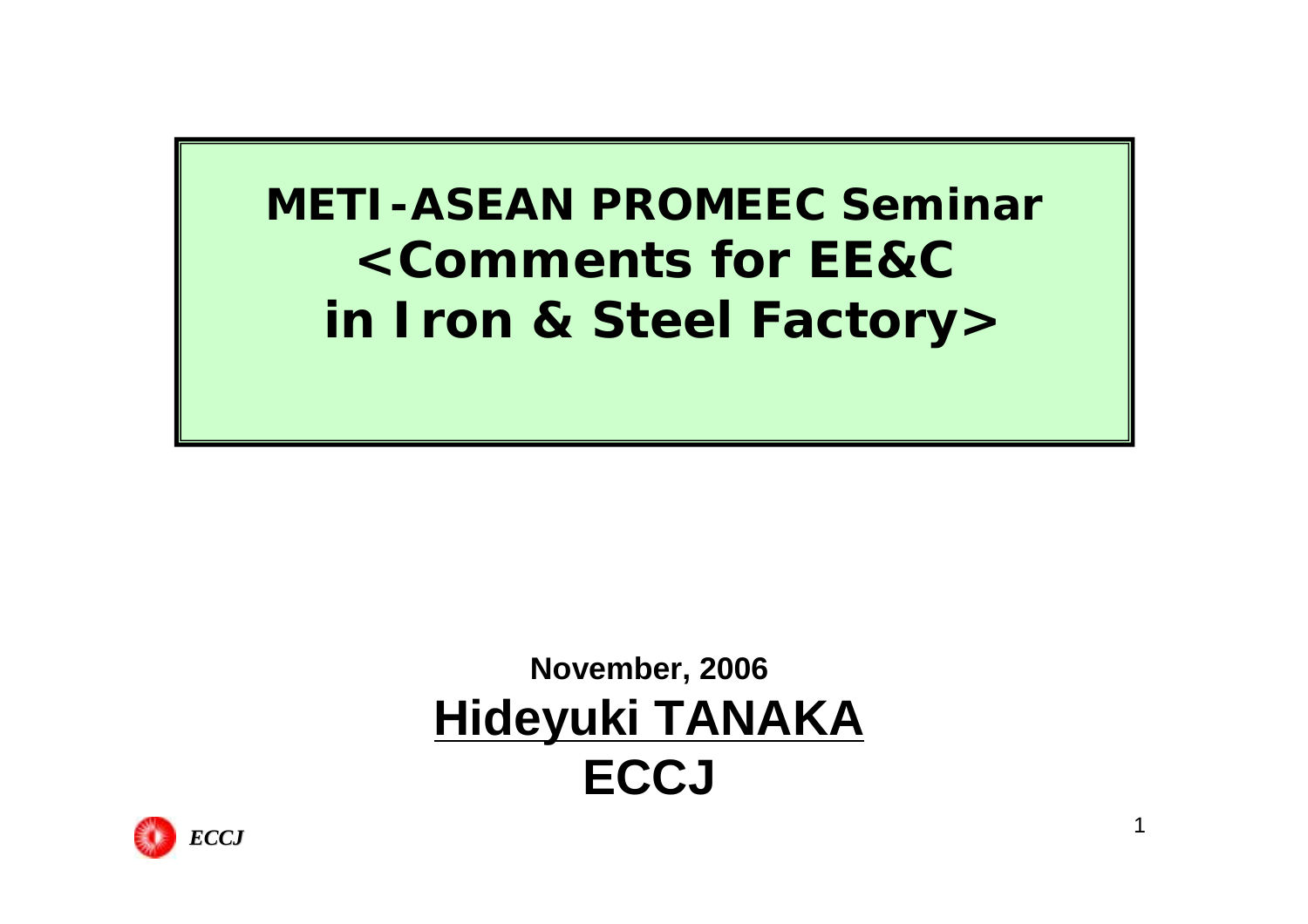# METI-ASEAN PROMEEC Seminar
# <Comments for EE&C in Iron & Steel Factory>

**November, 2006**

**Hideyuki TANAKA**

**ECCJ**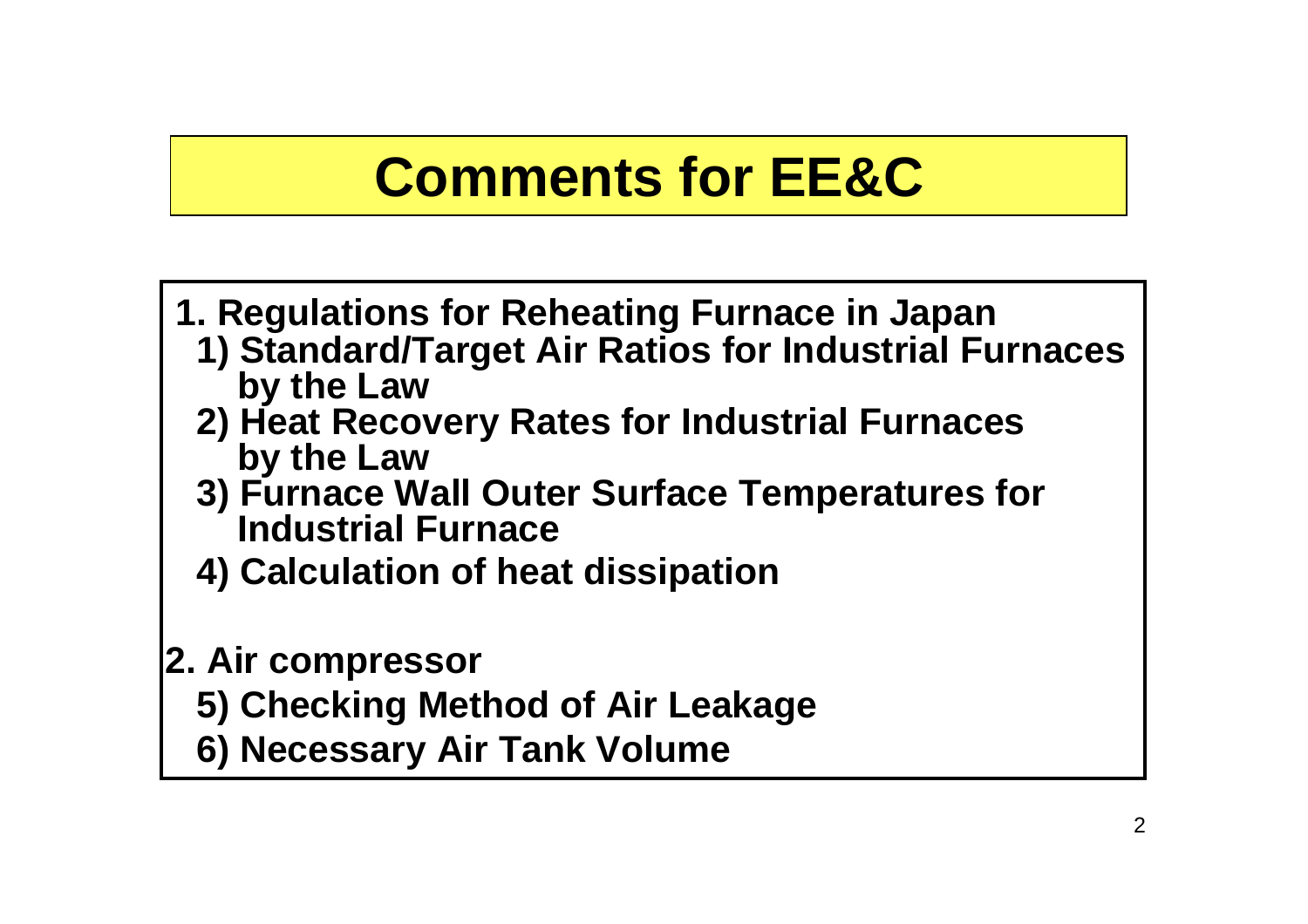# Comments for EE&C

1. Regulations for Reheating Furnace in Japan
   1) Standard/Target Air Ratios for Industrial Furnaces by the Law
   2) Heat Recovery Rates for Industrial Furnaces by the Law
   3) Furnace Wall Outer Surface Temperatures for Industrial Furnace
   4) Calculation of heat dissipation

2. Air compressor
   5) Checking Method of Air Leakage
   6) Necessary Air Tank Volume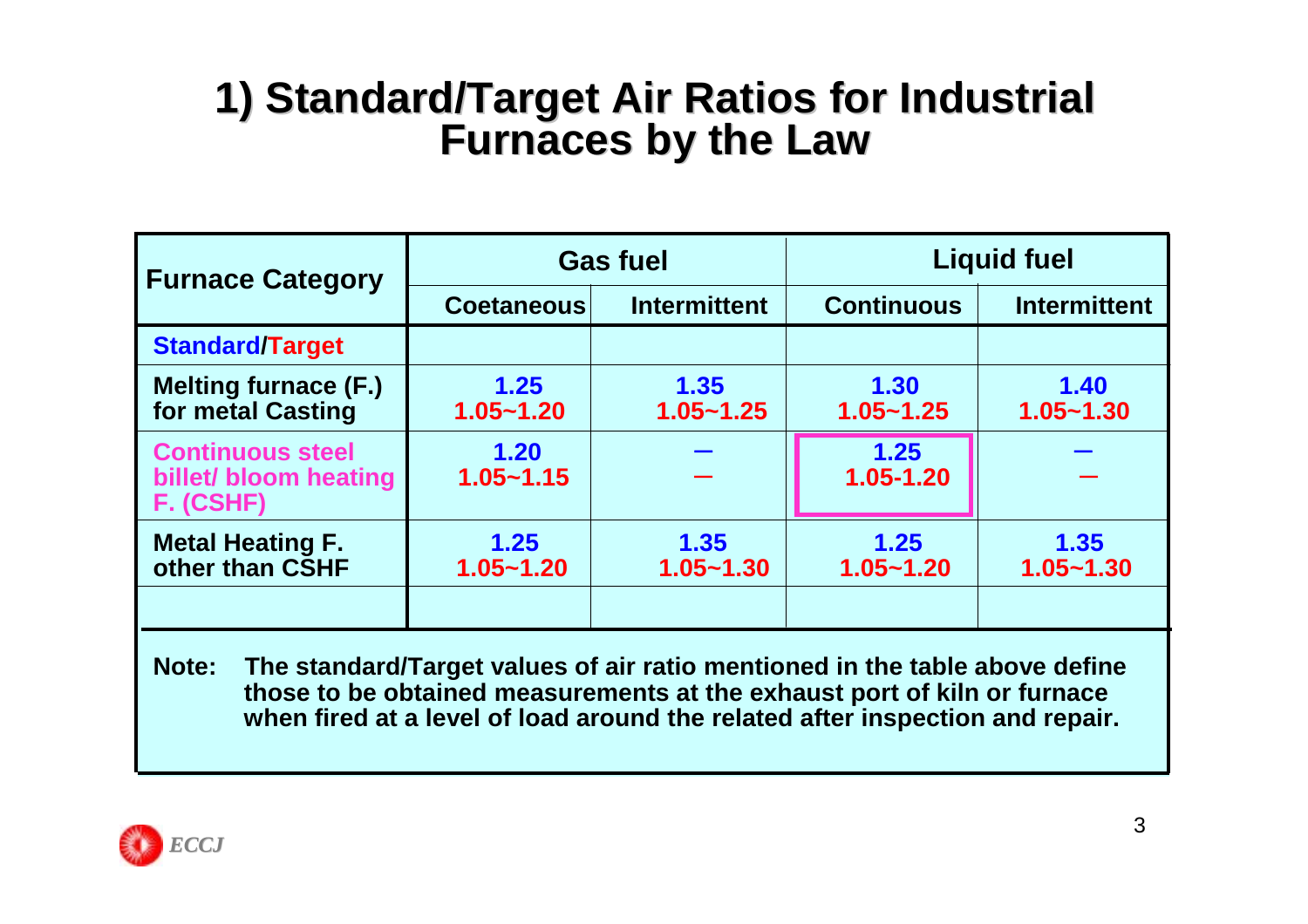# 1) Standard/Target Air Ratios for Industrial Furnaces by the Law

| Furnace Category | Gas fuel | | Liquid fuel | |
|---|---|---|---|---|
| | Coetaneous | Intermittent | Continuous | Intermittent |
| **Standard/Target** | | | | |
| Melting furnace (F.) for metal Casting | 1.25<br>1.05~1.20 | 1.35<br>1.05~1.25 | 1.30<br>1.05~1.25 | 1.40<br>1.05~1.30 |
| Continuous steel billet/ bloom heating F. (CSHF) | 1.20<br>1.05~1.15 | —<br>— | 1.25<br>1.05-1.20 | —<br>— |
| Metal Heating F. other than CSHF | 1.25<br>1.05~1.20 | 1.35<br>1.05~1.30 | 1.25<br>1.05~1.20 | 1.35<br>1.05~1.30 |
| | | | | |

**Note:** The standard/Target values of air ratio mentioned in the table above define those to be obtained measurements at the exhaust port of kiln or furnace when fired at a level of load around the related after inspection and repair.

*ECCJ*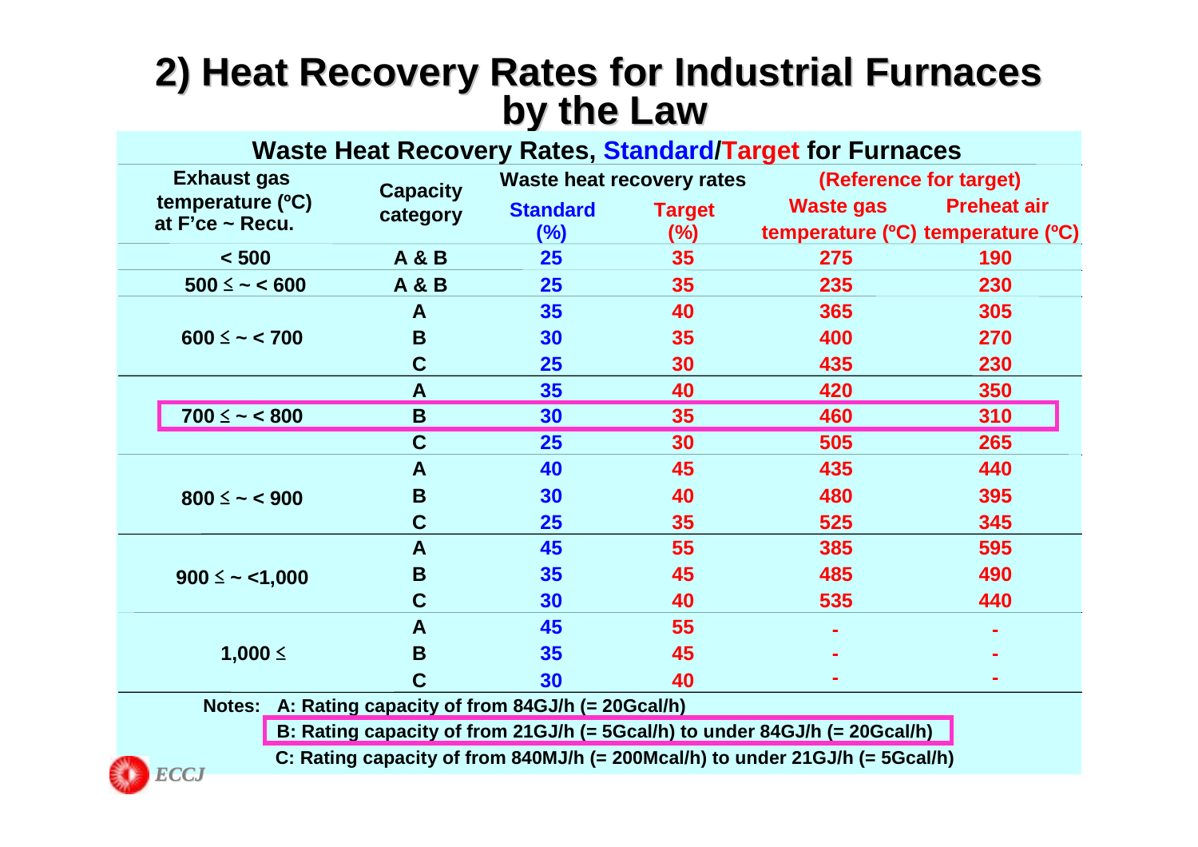# 2) Heat Recovery Rates for Industrial Furnaces by the Law

**Waste Heat Recovery Rates, Standard/Target for Furnaces**

| Exhaust gas temperature (ºC) at F'ce ~ Recu. | Capacity category | Waste heat recovery rates | | (Reference for target) | |
|---|---|---|---|---|---|
| | | Standard (%) | Target (%) | Waste gas temperature (ºC) | Preheat air temperature (ºC) |
| < 500 | A & B | 25 | 35 | 275 | 190 |
| 500 ≤ ~ < 600 | A & B | 25 | 35 | 235 | 230 |
| 600 ≤ ~ < 700 | A | 35 | 40 | 365 | 305 |
| | B | 30 | 35 | 400 | 270 |
| | C | 25 | 30 | 435 | 230 |
| 700 ≤ ~ < 800 | A | 35 | 40 | 420 | 350 |
| | B | 30 | 35 | 460 | 310 |
| | C | 25 | 30 | 505 | 265 |
| 800 ≤ ~ < 900 | A | 40 | 45 | 435 | 440 |
| | B | 30 | 40 | 480 | 395 |
| | C | 25 | 35 | 525 | 345 |
| 900 ≤ ~ <1,000 | A | 45 | 55 | 385 | 595 |
| | B | 35 | 45 | 485 | 490 |
| | C | 30 | 40 | 535 | 440 |
| 1,000 ≤ | A | 45 | 55 | - | - |
| | B | 35 | 45 | - | - |
| | C | 30 | 40 | - | - |

Notes: A: Rating capacity of from 84GJ/h (= 20Gcal/h)

B: Rating capacity of from 21GJ/h (= 5Gcal/h) to under 84GJ/h (= 20Gcal/h)

C: Rating capacity of from 840MJ/h (= 200Mcal/h) to under 21GJ/h (= 5Gcal/h)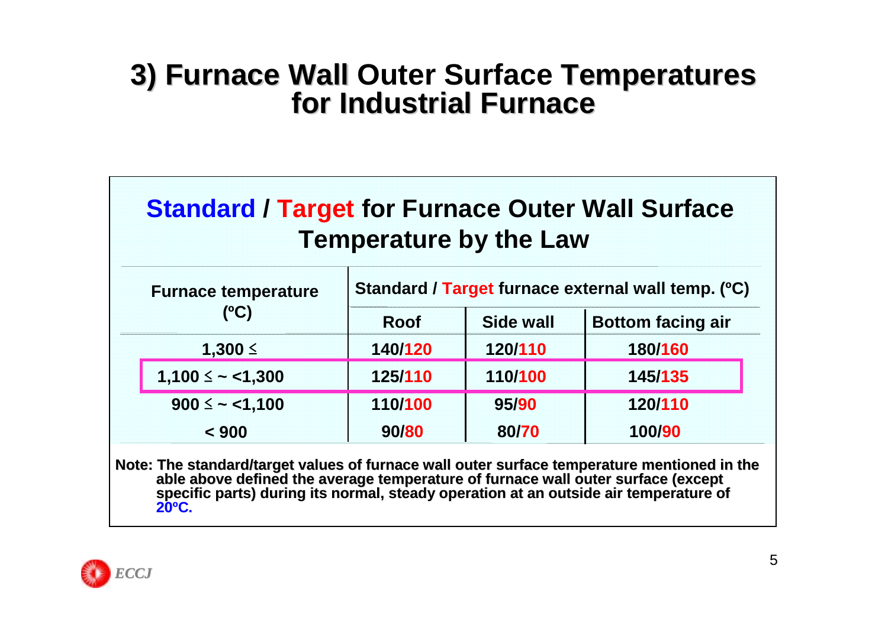# 3) Furnace Wall Outer Surface Temperatures for Industrial Furnace

## Standard / Target for Furnace Outer Wall Surface Temperature by the Law

| Furnace temperature (ºC) | Standard / Target furnace external wall temp. (ºC) | | |
|---|---|---|---|
| | Roof | Side wall | Bottom facing air |
| 1,300 ≤ | 140/120 | 120/110 | 180/160 |
| 1,100 ≤ ~ <1,300 | 125/110 | 110/100 | 145/135 |
| 900 ≤ ~ <1,100 | 110/100 | 95/90 | 120/110 |
| < 900 | 90/80 | 80/70 | 100/90 |

**Note: The standard/target values of furnace wall outer surface temperature mentioned in the able above defined the average temperature of furnace wall outer surface (except specific parts) during its normal, steady operation at an outside air temperature of 20ºC.**

ECCJ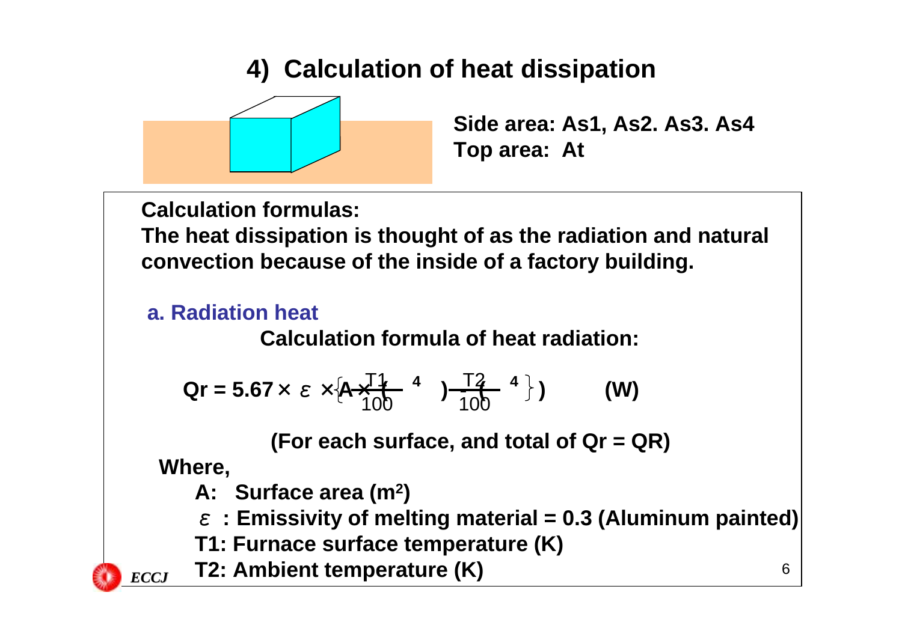# 4) Calculation of heat dissipation

**Side area: As1, As2. As3. As4**
**Top area: At**

**Calculation formulas:**

**The heat dissipation is thought of as the radiation and natural convection because of the inside of a factory building.**

### a. Radiation heat

**Calculation formula of heat radiation:**

$$Qr = 5.67 \times \varepsilon \times A \times \left\{ \left(\frac{T1}{100}\right)^4 - \left(\frac{T2}{100}\right)^4 \right\} \quad \text{(W)}$$

**(For each surface, and total of Qr = QR)**

**Where,**

- **A: Surface area ($m^2$)**
- **$\varepsilon$ : Emissivity of melting material = 0.3 (Aluminum painted)**
- **T1: Furnace surface temperature (K)**
- **T2: Ambient temperature (K)**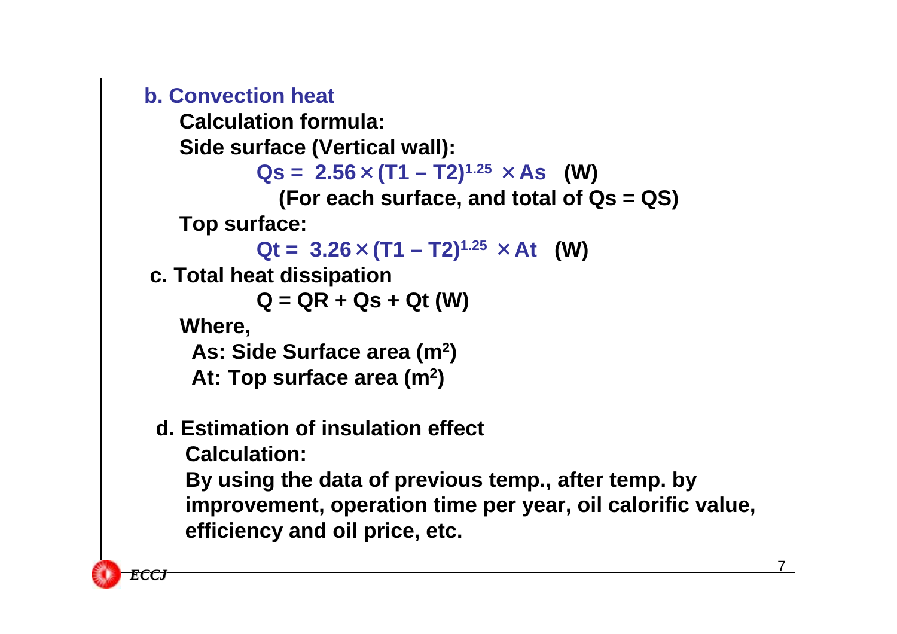### b. Convection heat

**Calculation formula:**

**Side surface (Vertical wall):**

$$Qs = 2.56 \times (T1 - T2)^{1.25} \times As \quad \text{(W)}$$

**(For each surface, and total of Qs = QS)**

**Top surface:**

$$Qt = 3.26 \times (T1 - T2)^{1.25} \times At \quad \text{(W)}$$

### c. Total heat dissipation

$$Q = QR + Qs + Qt \text{ (W)}$$

**Where,**

**As: Side Surface area ($m^2$)**

**At: Top surface area ($m^2$)**

### d. Estimation of insulation effect

**Calculation:**

**By using the data of previous temp., after temp. by improvement, operation time per year, oil calorific value, efficiency and oil price, etc.**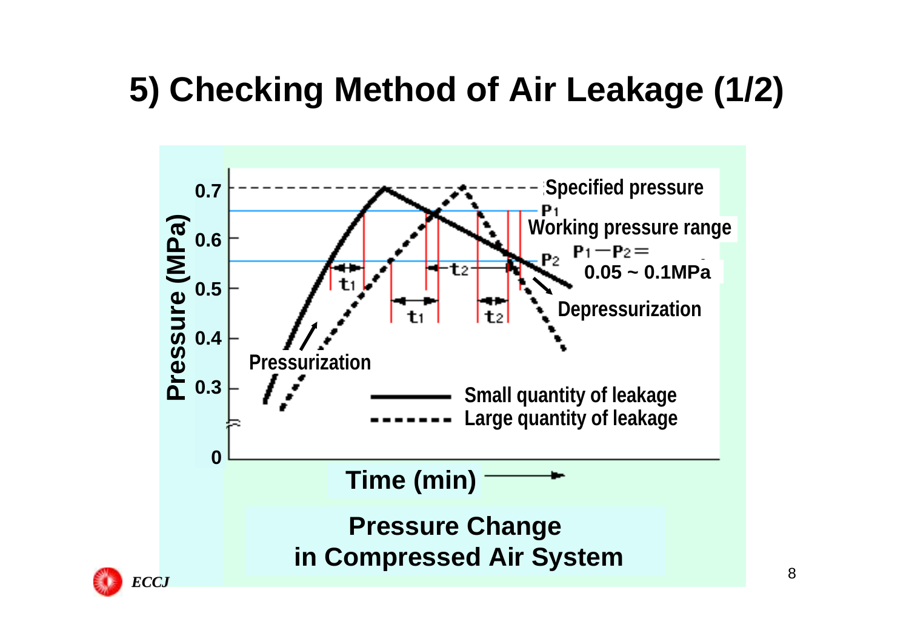# 5) Checking Method of Air Leakage (1/2)

Pressure (MPa)

0.7
0.6
0.5
0.4
0.3
0

Specified pressure

$P_1$

Working pressure range

$P_2$

$P_1 - P_2 =$
0.05 ~ 0.1MPa

$t_1$ $t_2$ $t_1$ $t_2$

Depressurization

Pressurization

Small quantity of leakage

Large quantity of leakage

Time (min)

**Pressure Change in Compressed Air System**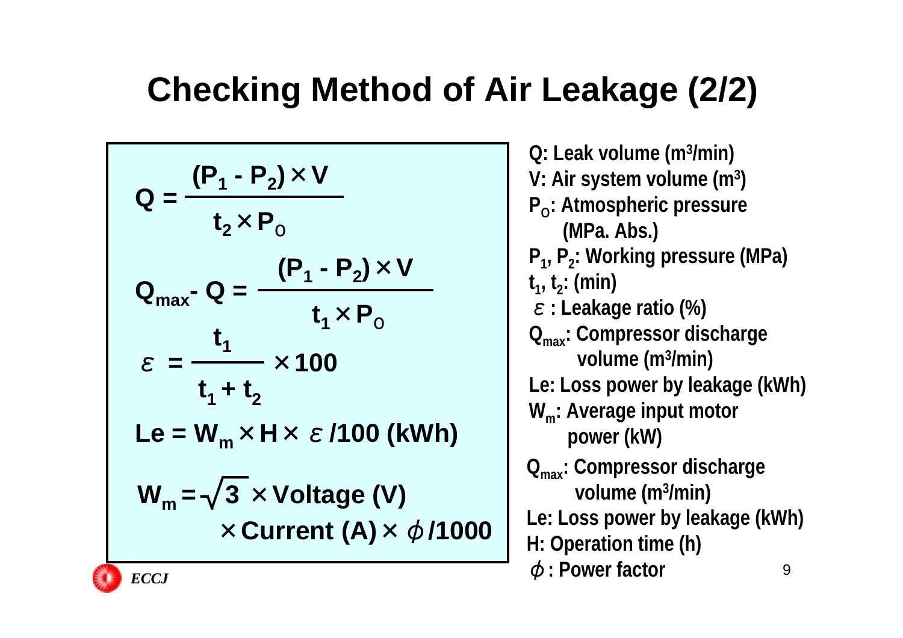# Checking Method of Air Leakage (2/2)

$$Q = \frac{(P_1 - P_2) \times V}{t_2 \times P_O}$$

$$Q_{max} - Q = \frac{(P_1 - P_2) \times V}{t_1 \times P_O}$$

$$\varepsilon = \frac{t_1}{t_1 + t_2} \times 100$$

$$Le = W_m \times H \times \varepsilon / 100 \text{ (kWh)}$$

$$W_m = \sqrt{3} \times \text{Voltage (V)} \times \text{Current (A)} \times \phi / 1000$$

- $Q$: Leak volume ($m^3$/min)
- $V$: Air system volume ($m^3$)
- $P_O$: Atmospheric pressure (MPa. Abs.)
- $P_1$, $P_2$: Working pressure (MPa)
- $t_1$, $t_2$: (min)
- $\varepsilon$ : Leakage ratio (%)
- $Q_{max}$: Compressor discharge volume ($m^3$/min)
- Le: Loss power by leakage (kWh)
- $W_m$: Average input motor power (kW)
- $Q_{max}$: Compressor discharge volume ($m^3$/min)
- Le: Loss power by leakage (kWh)
- H: Operation time (h)
- $\phi$ : Power factor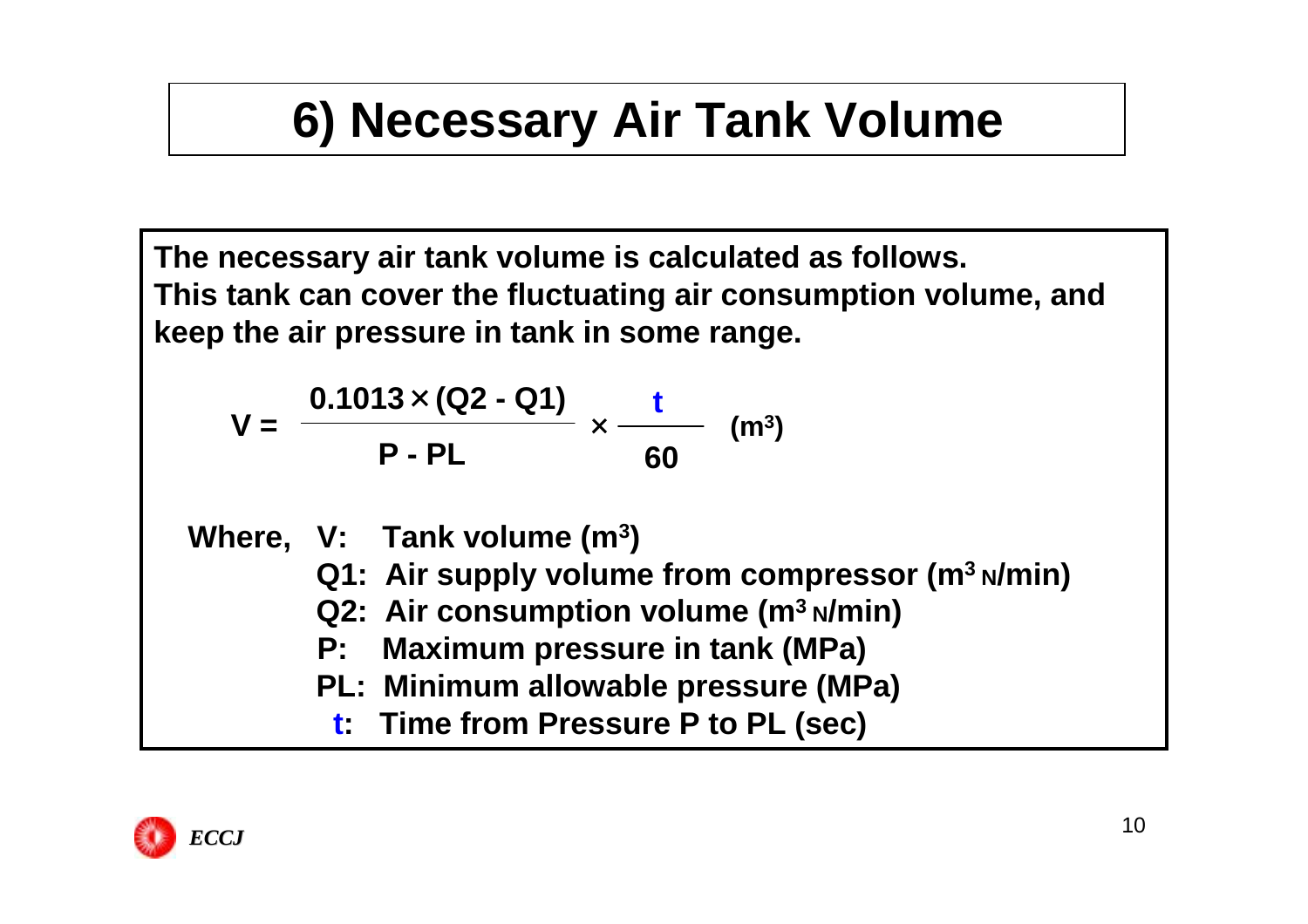# 6) Necessary Air Tank Volume

**The necessary air tank volume is calculated as follows.**
**This tank can cover the fluctuating air consumption volume, and keep the air pressure in tank in some range.**

$$V = \frac{0.1013 \times (Q2 - Q1)}{P - PL} \times \frac{t}{60} \quad (m^3)$$

**Where,**

- **V: Tank volume ($m^3$)**
- **Q1: Air supply volume from compressor ($m^3{}_N$/min)**
- **Q2: Air consumption volume ($m^3{}_N$/min)**
- **P: Maximum pressure in tank (MPa)**
- **PL: Minimum allowable pressure (MPa)**
- **t: Time from Pressure P to PL (sec)**

*ECCJ*